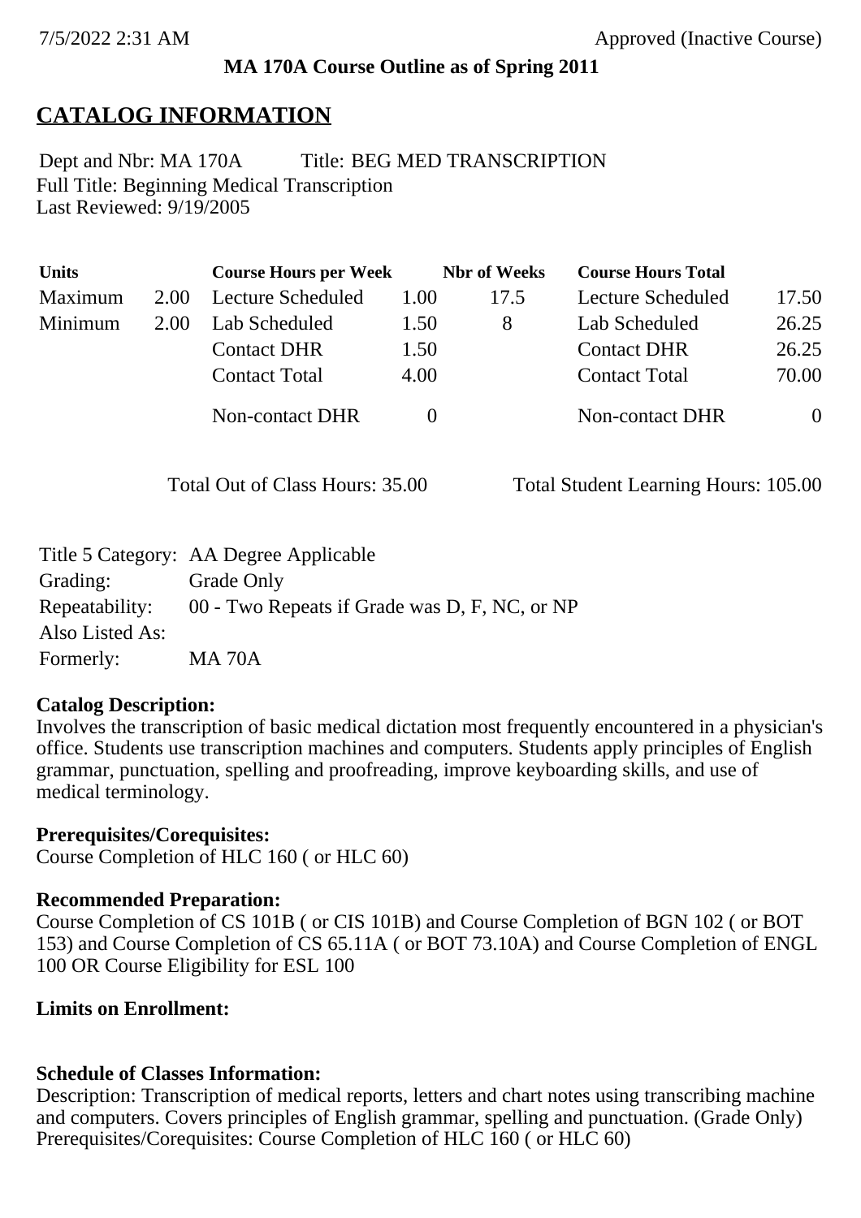**MA 170A Course Outline as of Spring 2011**

## CATALOG INFORMATION

Dept and Nbr: MA 170A Title: BEG MED TRANSCRIPTION
Full Title: Beginning Medical Transcription
Last Reviewed: 9/19/2005

| Units | | Course Hours per Week | | Nbr of Weeks | Course Hours Total | |
|---|---|---|---|---|---|---|
| Maximum | 2.00 | Lecture Scheduled | 1.00 | 17.5 | Lecture Scheduled | 17.50 |
| Minimum | 2.00 | Lab Scheduled | 1.50 | 8 | Lab Scheduled | 26.25 |
| | | Contact DHR | 1.50 | | Contact DHR | 26.25 |
| | | Contact Total | 4.00 | | Contact Total | 70.00 |
| | | Non-contact DHR | 0 | | Non-contact DHR | 0 |

Total Out of Class Hours: 35.00 Total Student Learning Hours: 105.00

| | |
|---|---|
| Title 5 Category: | AA Degree Applicable |
| Grading: | Grade Only |
| Repeatability: | 00 - Two Repeats if Grade was D, F, NC, or NP |
| Also Listed As: | |
| Formerly: | MA 70A |

**Catalog Description:**
Involves the transcription of basic medical dictation most frequently encountered in a physician's office. Students use transcription machines and computers. Students apply principles of English grammar, punctuation, spelling and proofreading, improve keyboarding skills, and use of medical terminology.

**Prerequisites/Corequisites:**
Course Completion of HLC 160 ( or HLC 60)

**Recommended Preparation:**
Course Completion of CS 101B ( or CIS 101B) and Course Completion of BGN 102 ( or BOT 153) and Course Completion of CS 65.11A ( or BOT 73.10A) and Course Completion of ENGL 100 OR Course Eligibility for ESL 100

**Limits on Enrollment:**

**Schedule of Classes Information:**
Description: Transcription of medical reports, letters and chart notes using transcribing machine and computers. Covers principles of English grammar, spelling and punctuation. (Grade Only)
Prerequisites/Corequisites: Course Completion of HLC 160 ( or HLC 60)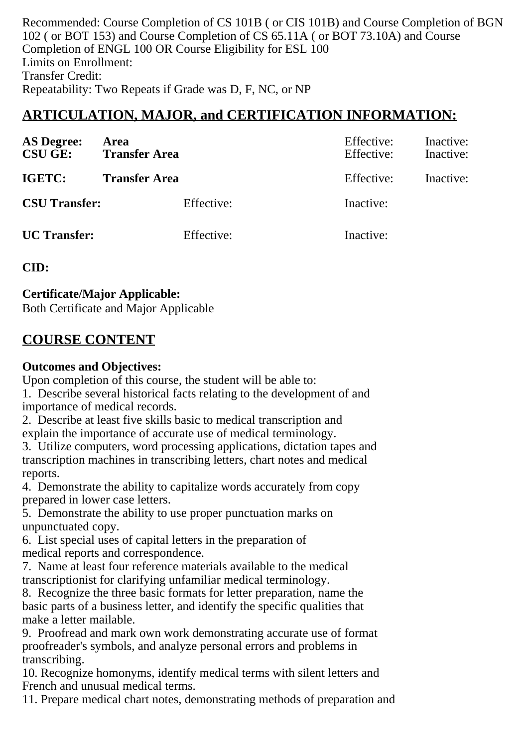Recommended: Course Completion of CS 101B ( or CIS 101B) and Course Completion of BGN 102 ( or BOT 153) and Course Completion of CS 65.11A ( or BOT 73.10A) and Course Completion of ENGL 100 OR Course Eligibility for ESL 100
Limits on Enrollment:
Transfer Credit:
Repeatability: Two Repeats if Grade was D, F, NC, or NP

## ARTICULATION, MAJOR, and CERTIFICATION INFORMATION:

| | | | | |
|---|---|---|---|---|
| **AS Degree:** | **Area** | | Effective: | Inactive: |
| **CSU GE:** | **Transfer Area** | | Effective: | Inactive: |
| **IGETC:** | **Transfer Area** | | Effective: | Inactive: |
| **CSU Transfer:** | | Effective: | Inactive: | |
| **UC Transfer:** | | Effective: | Inactive: | |

**CID:**

**Certificate/Major Applicable:**
Both Certificate and Major Applicable

## COURSE CONTENT

**Outcomes and Objectives:**
Upon completion of this course, the student will be able to:

1. Describe several historical facts relating to the development of and importance of medical records.
2. Describe at least five skills basic to medical transcription and explain the importance of accurate use of medical terminology.
3. Utilize computers, word processing applications, dictation tapes and transcription machines in transcribing letters, chart notes and medical reports.
4. Demonstrate the ability to capitalize words accurately from copy prepared in lower case letters.
5. Demonstrate the ability to use proper punctuation marks on unpunctuated copy.
6. List special uses of capital letters in the preparation of medical reports and correspondence.
7. Name at least four reference materials available to the medical transcriptionist for clarifying unfamiliar medical terminology.
8. Recognize the three basic formats for letter preparation, name the basic parts of a business letter, and identify the specific qualities that make a letter mailable.
9. Proofread and mark own work demonstrating accurate use of format proofreader's symbols, and analyze personal errors and problems in transcribing.
10. Recognize homonyms, identify medical terms with silent letters and French and unusual medical terms.
11. Prepare medical chart notes, demonstrating methods of preparation and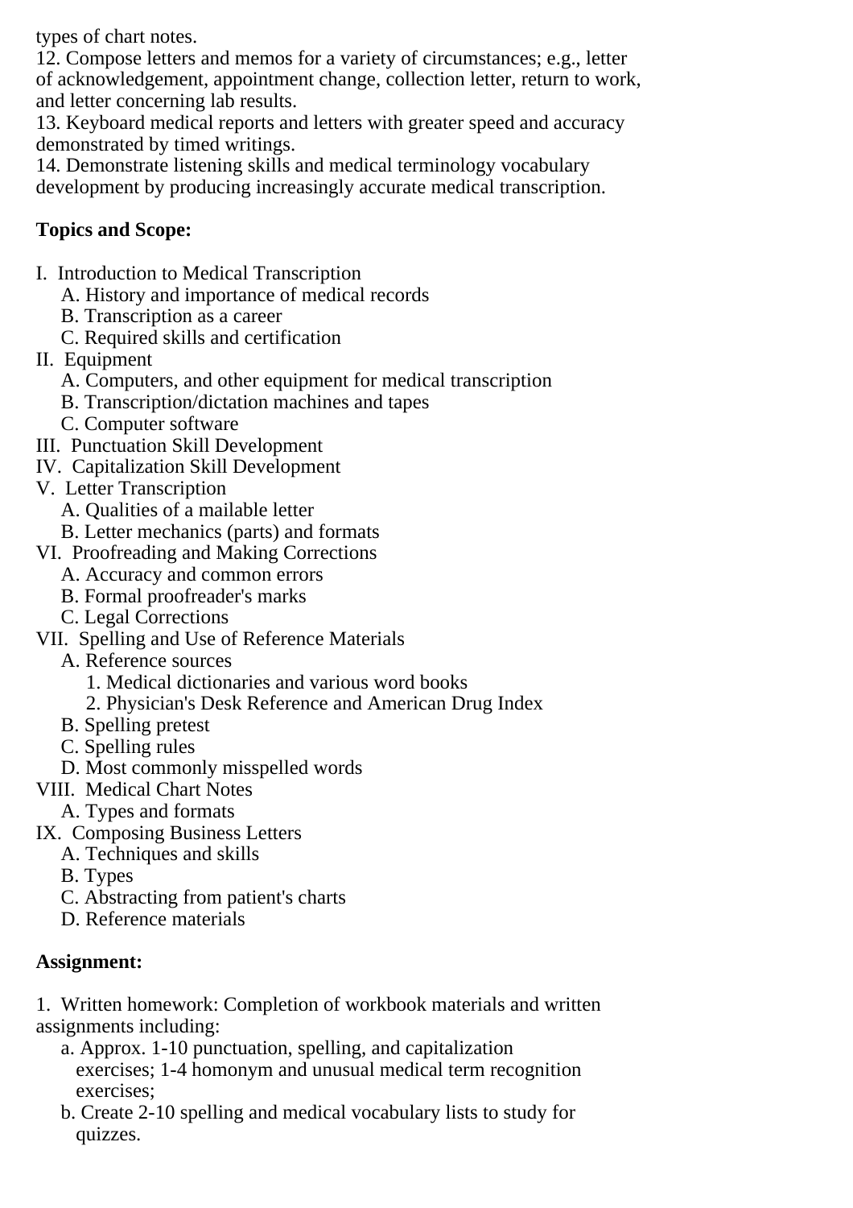types of chart notes.

12. Compose letters and memos for a variety of circumstances; e.g., letter of acknowledgement, appointment change, collection letter, return to work, and letter concerning lab results.

13. Keyboard medical reports and letters with greater speed and accuracy demonstrated by timed writings.

14. Demonstrate listening skills and medical terminology vocabulary development by producing increasingly accurate medical transcription.

**Topics and Scope:**

I. Introduction to Medical Transcription
   A. History and importance of medical records
   B. Transcription as a career
   C. Required skills and certification
II. Equipment
   A. Computers, and other equipment for medical transcription
   B. Transcription/dictation machines and tapes
   C. Computer software
III. Punctuation Skill Development
IV. Capitalization Skill Development
V. Letter Transcription
   A. Qualities of a mailable letter
   B. Letter mechanics (parts) and formats
VI. Proofreading and Making Corrections
   A. Accuracy and common errors
   B. Formal proofreader's marks
   C. Legal Corrections
VII. Spelling and Use of Reference Materials
   A. Reference sources
      1. Medical dictionaries and various word books
      2. Physician's Desk Reference and American Drug Index
   B. Spelling pretest
   C. Spelling rules
   D. Most commonly misspelled words
VIII. Medical Chart Notes
   A. Types and formats
IX. Composing Business Letters
   A. Techniques and skills
   B. Types
   C. Abstracting from patient's charts
   D. Reference materials

**Assignment:**

1. Written homework: Completion of workbook materials and written assignments including:
   a. Approx. 1-10 punctuation, spelling, and capitalization exercises; 1-4 homonym and unusual medical term recognition exercises;
   b. Create 2-10 spelling and medical vocabulary lists to study for quizzes.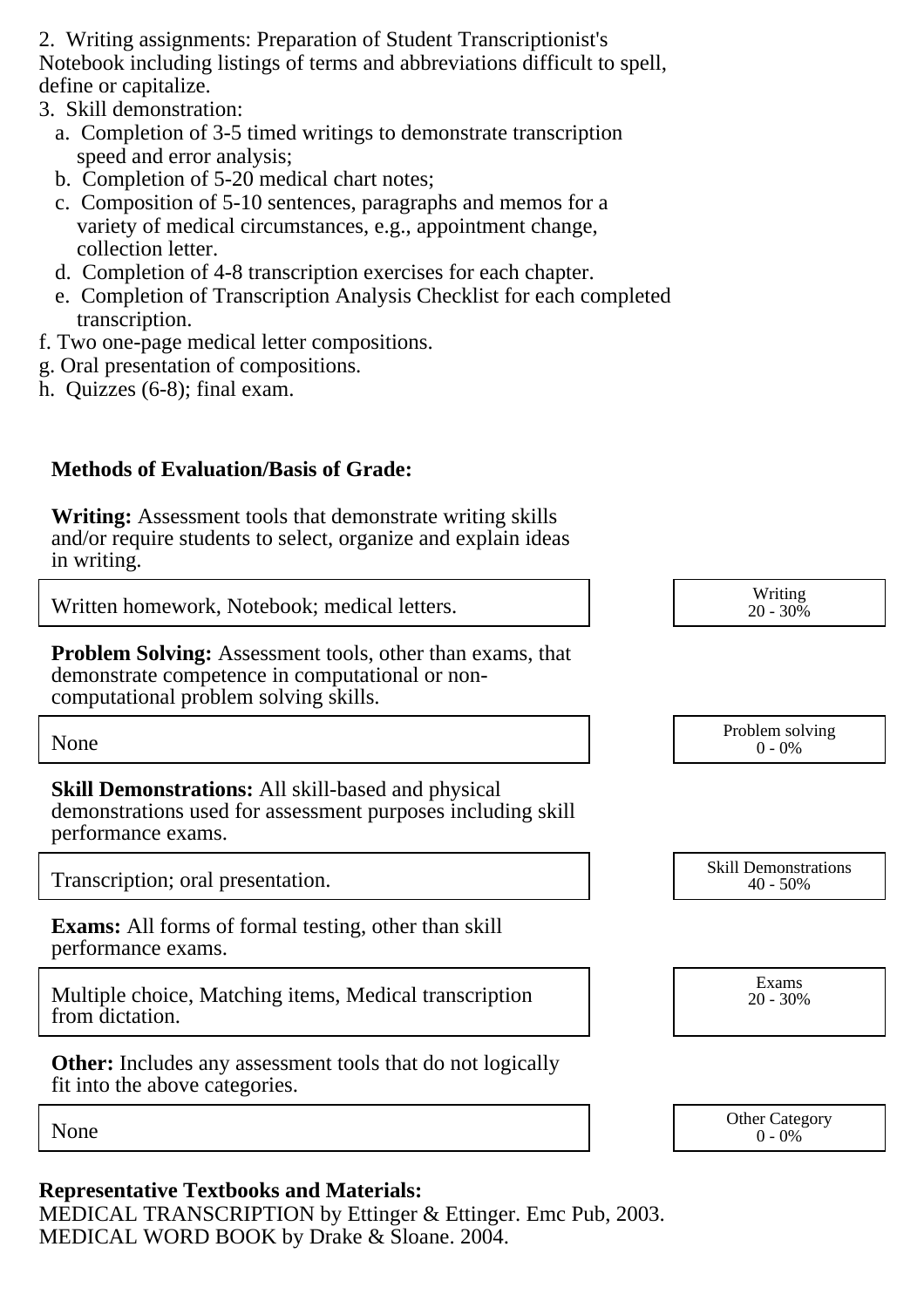2. Writing assignments: Preparation of Student Transcriptionist's Notebook including listings of terms and abbreviations difficult to spell, define or capitalize.

3. Skill demonstration:
   a. Completion of 3-5 timed writings to demonstrate transcription speed and error analysis;
   b. Completion of 5-20 medical chart notes;
   c. Composition of 5-10 sentences, paragraphs and memos for a variety of medical circumstances, e.g., appointment change, collection letter.
   d. Completion of 4-8 transcription exercises for each chapter.
   e. Completion of Transcription Analysis Checklist for each completed transcription.

f. Two one-page medical letter compositions.
g. Oral presentation of compositions.
h. Quizzes (6-8); final exam.

**Methods of Evaluation/Basis of Grade:**

**Writing:** Assessment tools that demonstrate writing skills and/or require students to select, organize and explain ideas in writing.

| | |
|---|---|
| Written homework, Notebook; medical letters. | Writing 20 - 30% |

**Problem Solving:** Assessment tools, other than exams, that demonstrate competence in computational or non-computational problem solving skills.

| | |
|---|---|
| None | Problem solving 0 - 0% |

**Skill Demonstrations:** All skill-based and physical demonstrations used for assessment purposes including skill performance exams.

| | |
|---|---|
| Transcription; oral presentation. | Skill Demonstrations 40 - 50% |

**Exams:** All forms of formal testing, other than skill performance exams.

| | |
|---|---|
| Multiple choice, Matching items, Medical transcription from dictation. | Exams 20 - 30% |

**Other:** Includes any assessment tools that do not logically fit into the above categories.

| | |
|---|---|
| None | Other Category 0 - 0% |

**Representative Textbooks and Materials:**

MEDICAL TRANSCRIPTION by Ettinger & Ettinger. Emc Pub, 2003.
MEDICAL WORD BOOK by Drake & Sloane. 2004.